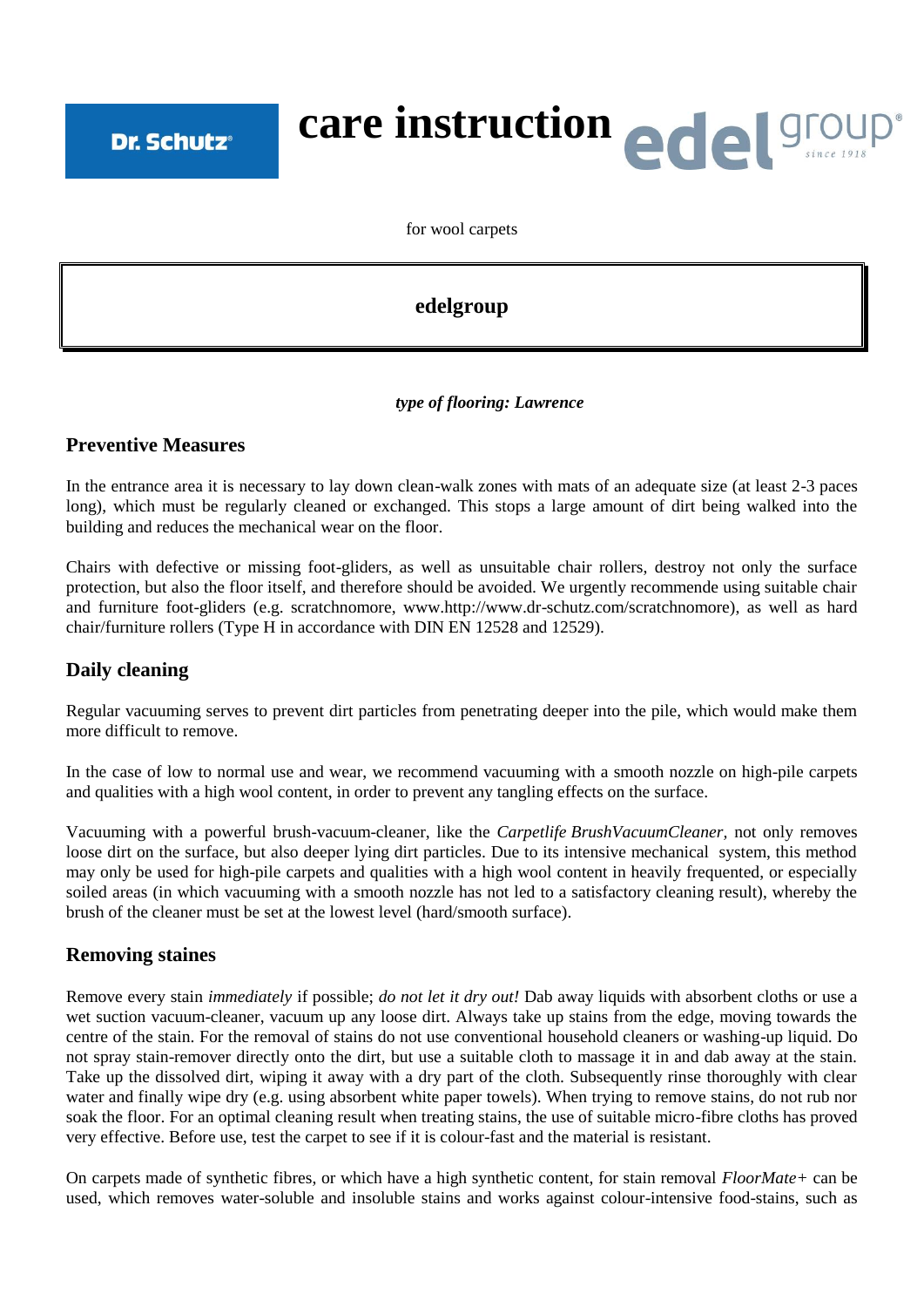Dr. Schutz

# care instruction

edelgroup since 1918

for wool carpets

## edelgroup

***type of flooring: Lawrence***

## Preventive Measures

In the entrance area it is necessary to lay down clean-walk zones with mats of an adequate size (at least 2-3 paces long), which must be regularly cleaned or exchanged. This stops a large amount of dirt being walked into the building and reduces the mechanical wear on the floor.

Chairs with defective or missing foot-gliders, as well as unsuitable chair rollers, destroy not only the surface protection, but also the floor itself, and therefore should be avoided. We urgently recommende using suitable chair and furniture foot-gliders (e.g. scratchnomore, www.http://www.dr-schutz.com/scratchnomore), as well as hard chair/furniture rollers (Type H in accordance with DIN EN 12528 and 12529).

## Daily cleaning

Regular vacuuming serves to prevent dirt particles from penetrating deeper into the pile, which would make them more difficult to remove.

In the case of low to normal use and wear, we recommend vacuuming with a smooth nozzle on high-pile carpets and qualities with a high wool content, in order to prevent any tangling effects on the surface.

Vacuuming with a powerful brush-vacuum-cleaner, like the *Carpetlife BrushVacuumCleaner*, not only removes loose dirt on the surface, but also deeper lying dirt particles. Due to its intensive mechanical system, this method may only be used for high-pile carpets and qualities with a high wool content in heavily frequented, or especially soiled areas (in which vacuuming with a smooth nozzle has not led to a satisfactory cleaning result), whereby the brush of the cleaner must be set at the lowest level (hard/smooth surface).

## Removing staines

Remove every stain *immediately* if possible; *do not let it dry out!* Dab away liquids with absorbent cloths or use a wet suction vacuum-cleaner, vacuum up any loose dirt. Always take up stains from the edge, moving towards the centre of the stain. For the removal of stains do not use conventional household cleaners or washing-up liquid. Do not spray stain-remover directly onto the dirt, but use a suitable cloth to massage it in and dab away at the stain. Take up the dissolved dirt, wiping it away with a dry part of the cloth. Subsequently rinse thoroughly with clear water and finally wipe dry (e.g. using absorbent white paper towels). When trying to remove stains, do not rub nor soak the floor. For an optimal cleaning result when treating stains, the use of suitable micro-fibre cloths has proved very effective. Before use, test the carpet to see if it is colour-fast and the material is resistant.

On carpets made of synthetic fibres, or which have a high synthetic content, for stain removal *FloorMate+* can be used, which removes water-soluble and insoluble stains and works against colour-intensive food-stains, such as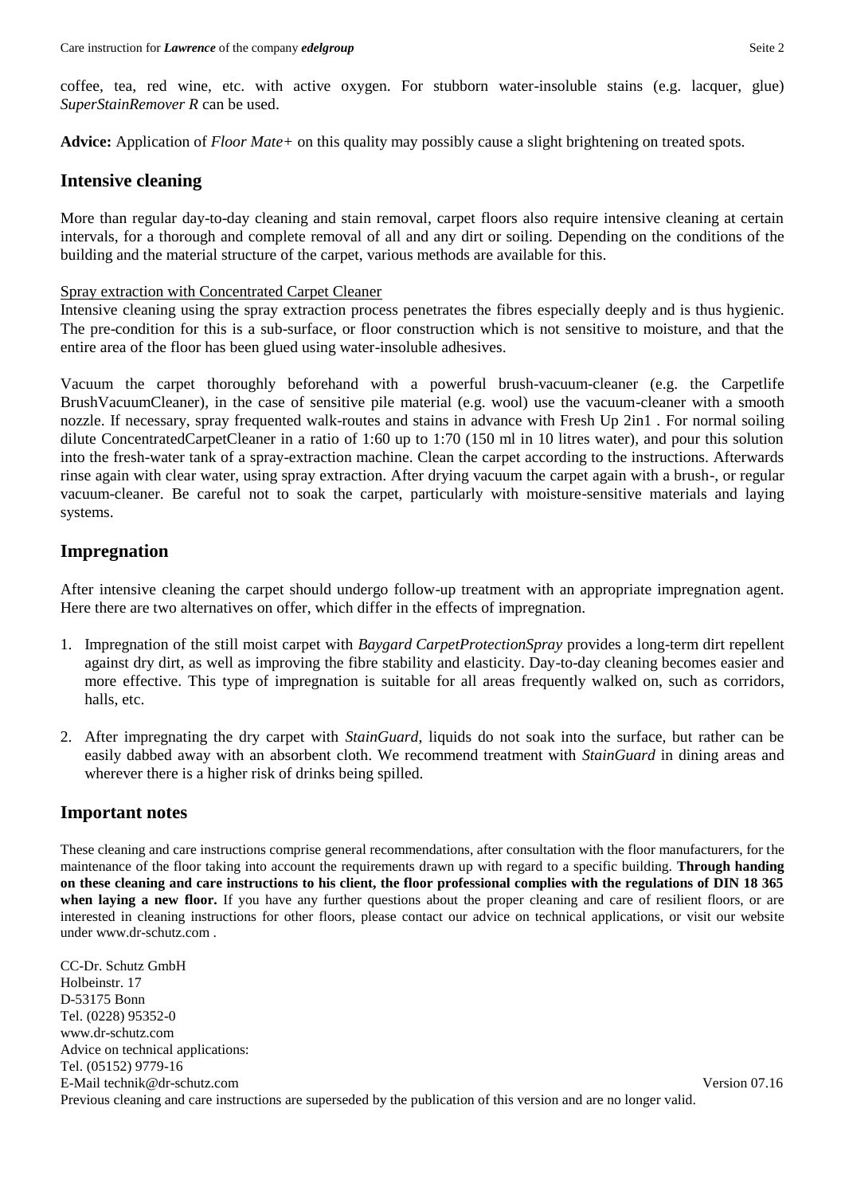coffee, tea, red wine, etc. with active oxygen. For stubborn water-insoluble stains (e.g. lacquer, glue) *SuperStainRemover R* can be used.

**Advice:** Application of *Floor Mate+* on this quality may possibly cause a slight brightening on treated spots.

## Intensive cleaning

More than regular day-to-day cleaning and stain removal, carpet floors also require intensive cleaning at certain intervals, for a thorough and complete removal of all and any dirt or soiling. Depending on the conditions of the building and the material structure of the carpet, various methods are available for this.

<u>Spray extraction with Concentrated Carpet Cleaner</u>

Intensive cleaning using the spray extraction process penetrates the fibres especially deeply and is thus hygienic. The pre-condition for this is a sub-surface, or floor construction which is not sensitive to moisture, and that the entire area of the floor has been glued using water-insoluble adhesives.

Vacuum the carpet thoroughly beforehand with a powerful brush-vacuum-cleaner (e.g. the Carpetlife BrushVacuumCleaner), in the case of sensitive pile material (e.g. wool) use the vacuum-cleaner with a smooth nozzle. If necessary, spray frequented walk-routes and stains in advance with Fresh Up 2in1 . For normal soiling dilute ConcentratedCarpetCleaner in a ratio of 1:60 up to 1:70 (150 ml in 10 litres water), and pour this solution into the fresh-water tank of a spray-extraction machine. Clean the carpet according to the instructions. Afterwards rinse again with clear water, using spray extraction. After drying vacuum the carpet again with a brush-, or regular vacuum-cleaner. Be careful not to soak the carpet, particularly with moisture-sensitive materials and laying systems.

## Impregnation

After intensive cleaning the carpet should undergo follow-up treatment with an appropriate impregnation agent. Here there are two alternatives on offer, which differ in the effects of impregnation.

1. Impregnation of the still moist carpet with *Baygard CarpetProtectionSpray* provides a long-term dirt repellent against dry dirt, as well as improving the fibre stability and elasticity. Day-to-day cleaning becomes easier and more effective. This type of impregnation is suitable for all areas frequently walked on, such as corridors, halls, etc.

2. After impregnating the dry carpet with *StainGuard*, liquids do not soak into the surface, but rather can be easily dabbed away with an absorbent cloth. We recommend treatment with *StainGuard* in dining areas and wherever there is a higher risk of drinks being spilled.

## Important notes

These cleaning and care instructions comprise general recommendations, after consultation with the floor manufacturers, for the maintenance of the floor taking into account the requirements drawn up with regard to a specific building. **Through handing on these cleaning and care instructions to his client, the floor professional complies with the regulations of DIN 18 365 when laying a new floor.** If you have any further questions about the proper cleaning and care of resilient floors, or are interested in cleaning instructions for other floors, please contact our advice on technical applications, or visit our website under www.dr-schutz.com .

CC-Dr. Schutz GmbH
Holbeinstr. 17
D-53175 Bonn
Tel. (0228) 95352-0
www.dr-schutz.com
Advice on technical applications:
Tel. (05152) 9779-16
E-Mail technik@dr-schutz.com

Version 07.16

Previous cleaning and care instructions are superseded by the publication of this version and are no longer valid.